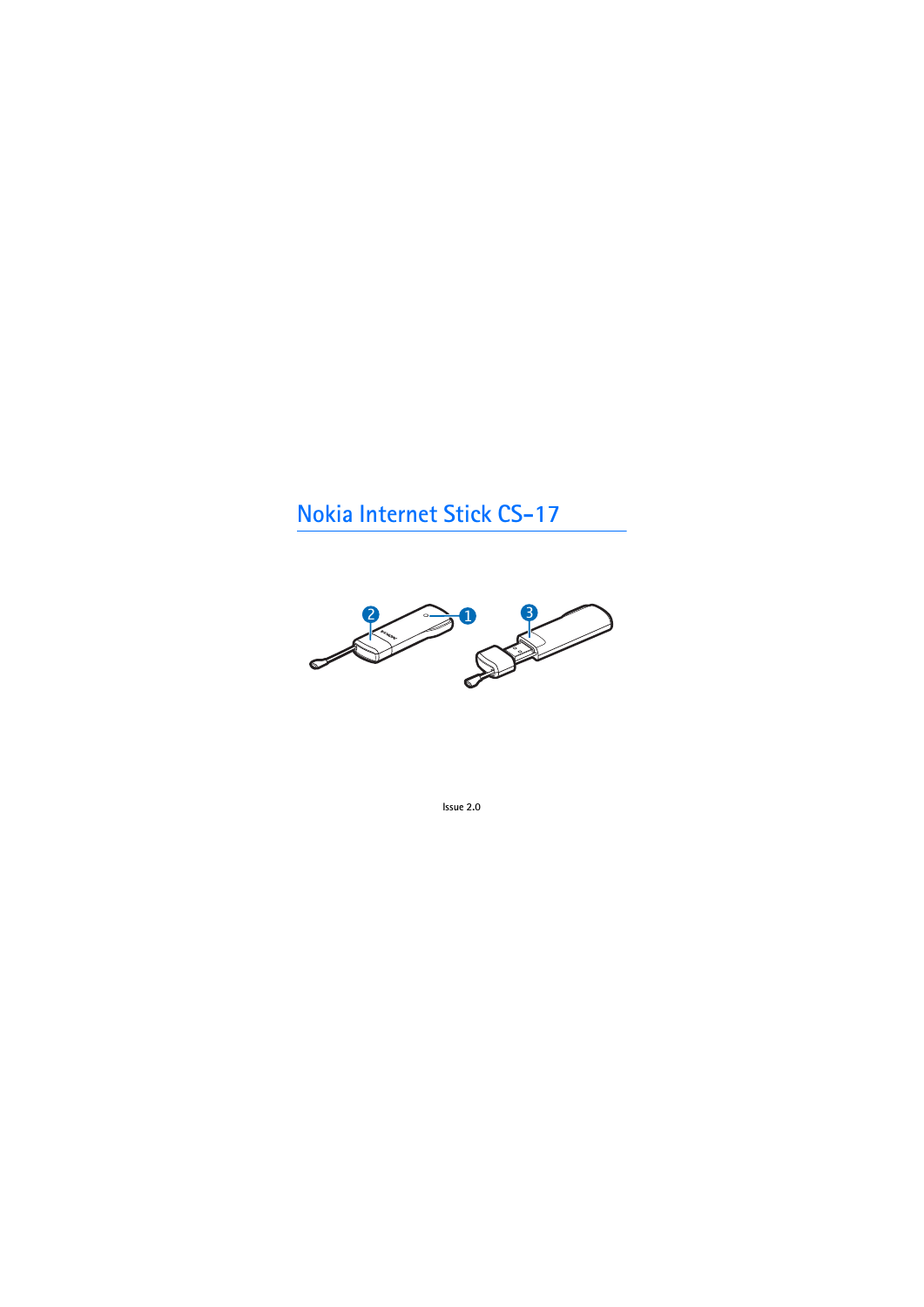# Nokia Internet Stick CS-17

Issue 2.0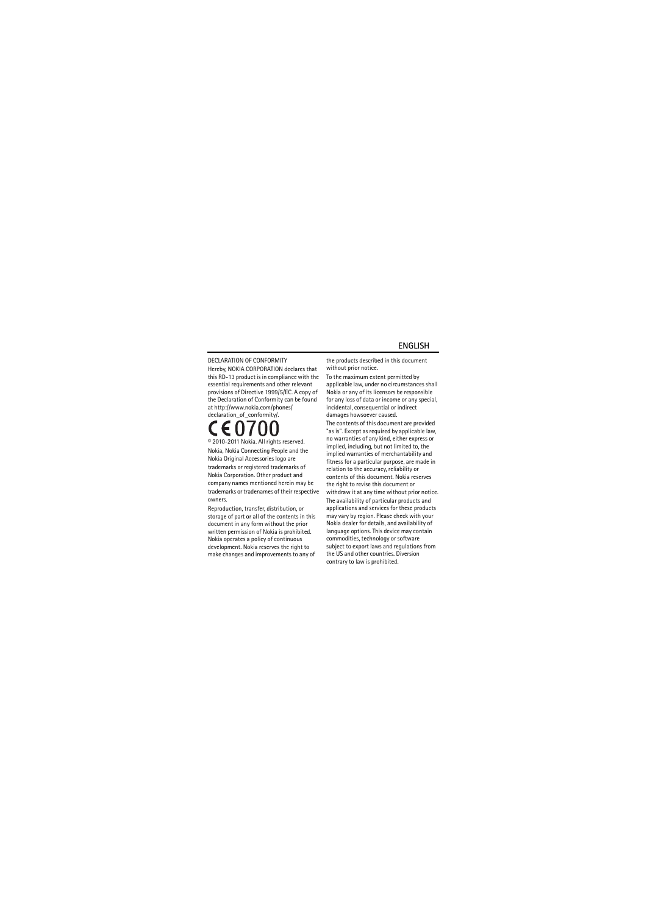## ENGLISH

DECLARATION OF CONFORMITY

Hereby, NOKIA CORPORATION declares that this RD-13 product is in compliance with the essential requirements and other relevant provisions of Directive 1999/5/EC. A copy of the Declaration of Conformity can be found at http://www.nokia.com/phones/declaration_of_conformity/.

CE 0700

© 2010–2011 Nokia. All rights reserved.

Nokia, Nokia Connecting People and the Nokia Original Accessories logo are trademarks or registered trademarks of Nokia Corporation. Other product and company names mentioned herein may be trademarks or tradenames of their respective owners.

Reproduction, transfer, distribution, or storage of part or all of the contents in this document in any form without the prior written permission of Nokia is prohibited. Nokia operates a policy of continuous development. Nokia reserves the right to make changes and improvements to any of the products described in this document without prior notice.

To the maximum extent permitted by applicable law, under no circumstances shall Nokia or any of its licensors be responsible for any loss of data or income or any special, incidental, consequential or indirect damages howsoever caused.

The contents of this document are provided "as is". Except as required by applicable law, no warranties of any kind, either express or implied, including, but not limited to, the implied warranties of merchantability and fitness for a particular purpose, are made in relation to the accuracy, reliability or contents of this document. Nokia reserves the right to revise this document or withdraw it at any time without prior notice.

The availability of particular products and applications and services for these products may vary by region. Please check with your Nokia dealer for details, and availability of language options. This device may contain commodities, technology or software subject to export laws and regulations from the US and other countries. Diversion contrary to law is prohibited.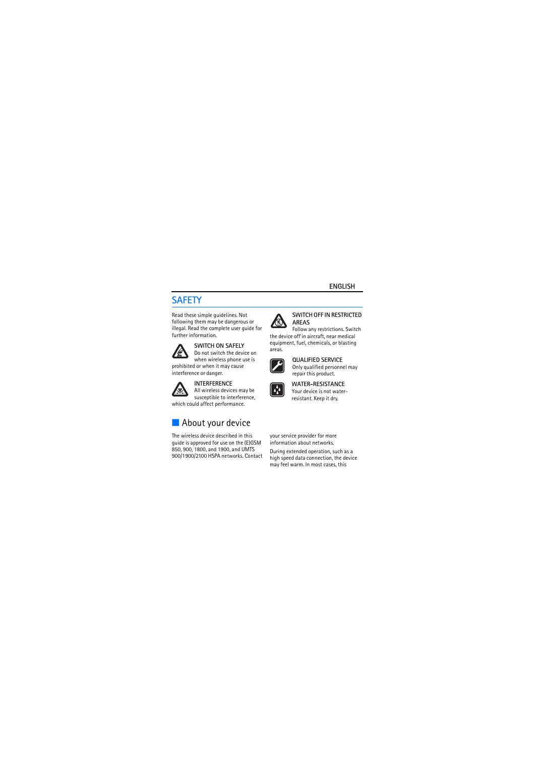ENGLISH

# SAFETY

Read these simple guidelines. Not following them may be dangerous or illegal. Read the complete user guide for further information.

**SWITCH ON SAFELY**
Do not switch the device on when wireless phone use is prohibited or when it may cause interference or danger.

**INTERFERENCE**
All wireless devices may be susceptible to interference, which could affect performance.

**SWITCH OFF IN RESTRICTED AREAS**
Follow any restrictions. Switch the device off in aircraft, near medical equipment, fuel, chemicals, or blasting areas.

**QUALIFIED SERVICE**
Only qualified personnel may repair this product.

**WATER-RESISTANCE**
Your device is not water-resistant. Keep it dry.

## About your device

The wireless device described in this guide is approved for use on the (E)GSM 850, 900, 1800, and 1900, and UMTS 900/1900/2100 HSPA networks. Contact your service provider for more information about networks.

During extended operation, such as a high speed data connection, the device may feel warm. In most cases, this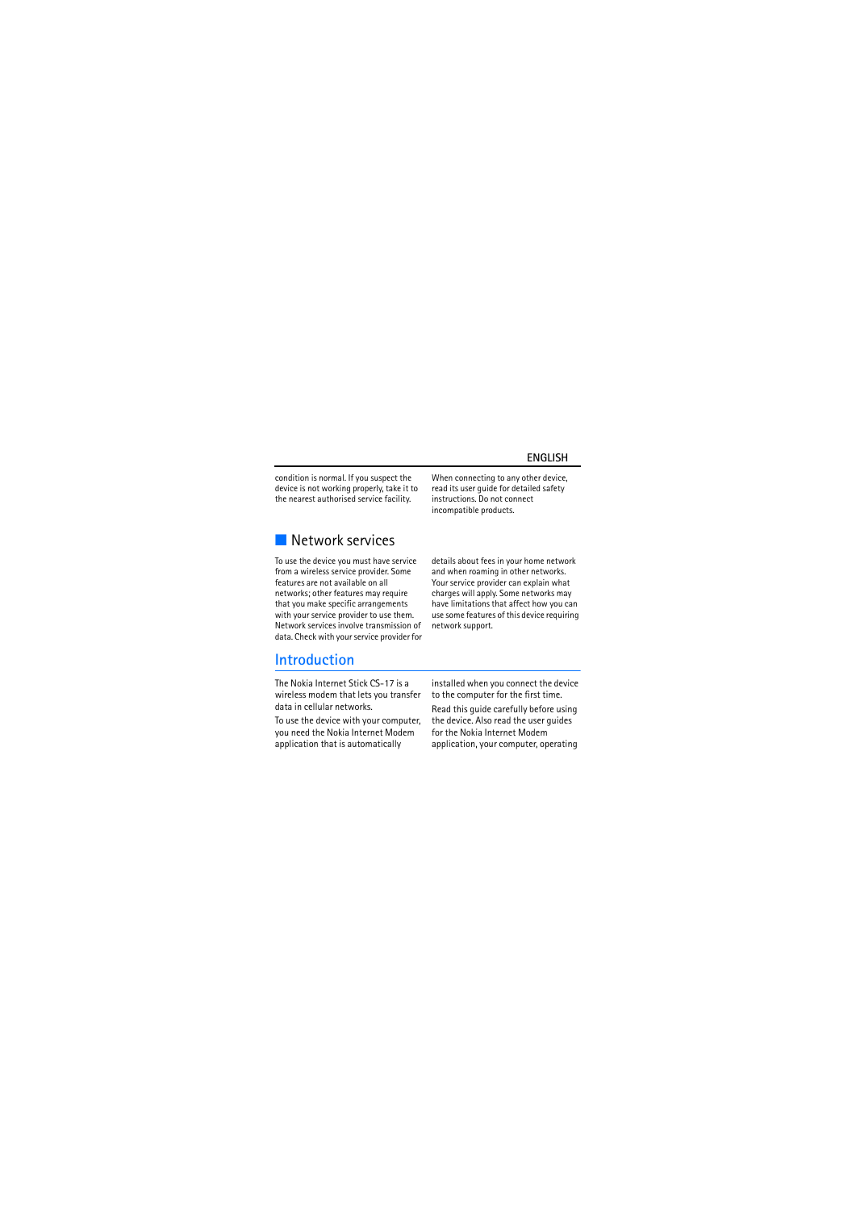condition is normal. If you suspect the device is not working properly, take it to the nearest authorised service facility.

When connecting to any other device, read its user guide for detailed safety instructions. Do not connect incompatible products.

## Network services

To use the device you must have service from a wireless service provider. Some features are not available on all networks; other features may require that you make specific arrangements with your service provider to use them. Network services involve transmission of data. Check with your service provider for details about fees in your home network and when roaming in other networks. Your service provider can explain what charges will apply. Some networks may have limitations that affect how you can use some features of this device requiring network support.

# Introduction

The Nokia Internet Stick CS-17 is a wireless modem that lets you transfer data in cellular networks.

To use the device with your computer, you need the Nokia Internet Modem application that is automatically installed when you connect the device to the computer for the first time.

Read this guide carefully before using the device. Also read the user guides for the Nokia Internet Modem application, your computer, operating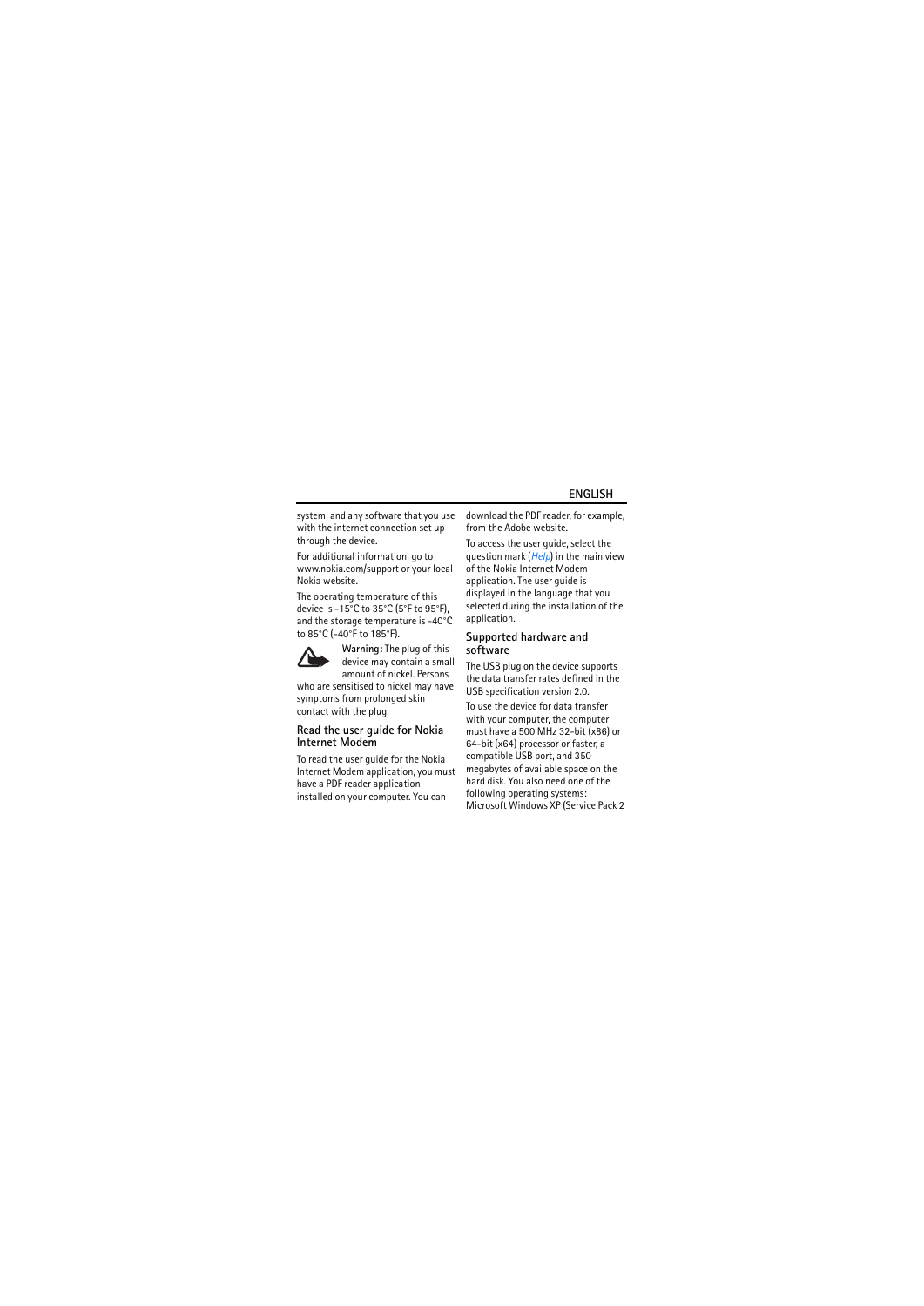system, and any software that you use with the internet connection set up through the device.

For additional information, go to www.nokia.com/support or your local Nokia website.

The operating temperature of this device is -15°C to 35°C (5°F to 95°F), and the storage temperature is -40°C to 85°C (-40°F to 185°F).

**Warning:** The plug of this device may contain a small amount of nickel. Persons who are sensitised to nickel may have symptoms from prolonged skin contact with the plug.

## Read the user guide for Nokia Internet Modem

To read the user guide for the Nokia Internet Modem application, you must have a PDF reader application installed on your computer. You can download the PDF reader, for example, from the Adobe website.

To access the user guide, select the question mark (*Help*) in the main view of the Nokia Internet Modem application. The user guide is displayed in the language that you selected during the installation of the application.

## Supported hardware and software

The USB plug on the device supports the data transfer rates defined in the USB specification version 2.0.

To use the device for data transfer with your computer, the computer must have a 500 MHz 32-bit (x86) or 64-bit (x64) processor or faster, a compatible USB port, and 350 megabytes of available space on the hard disk. You also need one of the following operating systems: Microsoft Windows XP (Service Pack 2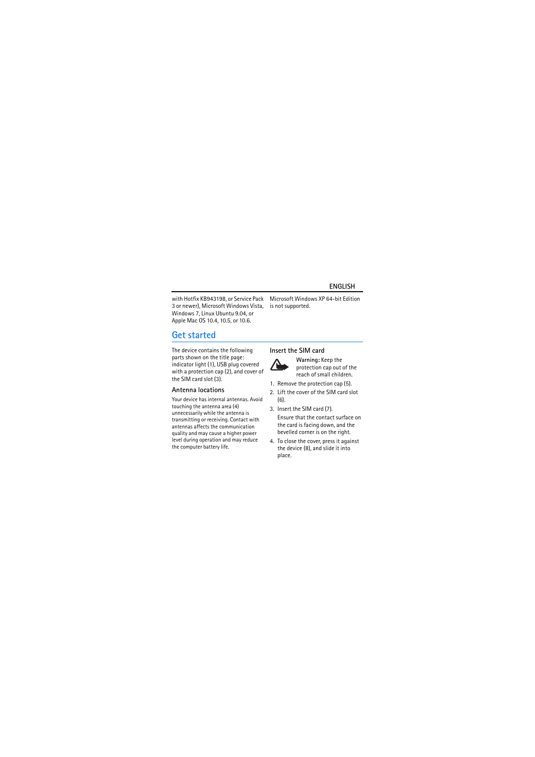with Hotfix KB943198, or Service Pack 3 or newer), Microsoft Windows Vista, Windows 7, Linux Ubuntu 9.04, or Apple Mac OS 10.4, 10.5, or 10.6.

Microsoft Windows XP 64-bit Edition is not supported.

# Get started

The device contains the following parts shown on the title page: indicator light (1), USB plug covered with a protection cap (2), and cover of the SIM card slot (3).

## Antenna locations

Your device has internal antennas. Avoid touching the antenna area (4) unnecessarily while the antenna is transmitting or receiving. Contact with antennas affects the communication quality and may cause a higher power level during operation and may reduce the computer battery life.

## Insert the SIM card

**Warning:** Keep the protection cap out of the reach of small children.

1. Remove the protection cap (5).
2. Lift the cover of the SIM card slot (6).
3. Insert the SIM card (7).

   Ensure that the contact surface on the card is facing down, and the bevelled corner is on the right.
4. To close the cover, press it against the device (8), and slide it into place.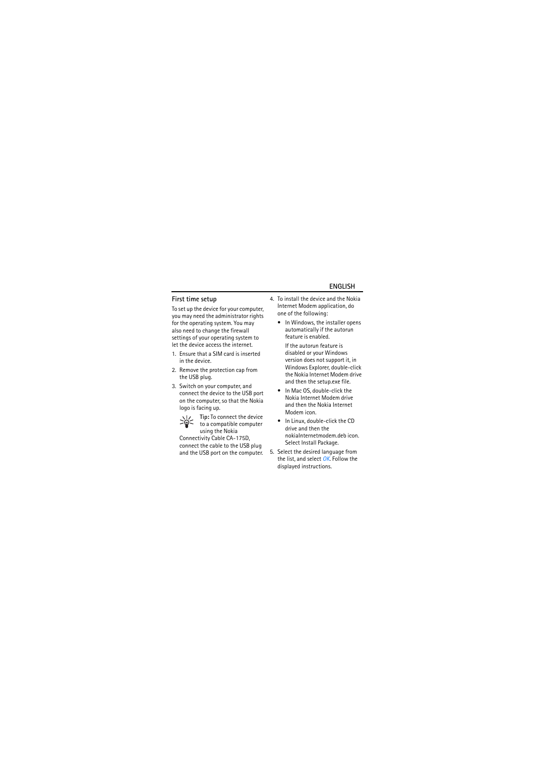## First time setup

To set up the device for your computer, you may need the administrator rights for the operating system. You may also need to change the firewall settings of your operating system to let the device access the internet.

1. Ensure that a SIM card is inserted in the device.
2. Remove the protection cap from the USB plug.
3. Switch on your computer, and connect the device to the USB port on the computer, so that the Nokia logo is facing up.

   **Tip:** To connect the device to a compatible computer using the Nokia Connectivity Cable CA-175D, connect the cable to the USB plug and the USB port on the computer.

4. To install the device and the Nokia Internet Modem application, do one of the following:
   - In Windows, the installer opens automatically if the autorun feature is enabled.

     If the autorun feature is disabled or your Windows version does not support it, in Windows Explorer, double-click the Nokia Internet Modem drive and then the setup.exe file.
   - In Mac OS, double-click the Nokia Internet Modem drive and then the Nokia Internet Modem icon.
   - In Linux, double-click the CD drive and then the nokiaInternetmodem.deb icon. Select Install Package.
5. Select the desired language from the list, and select *OK*. Follow the displayed instructions.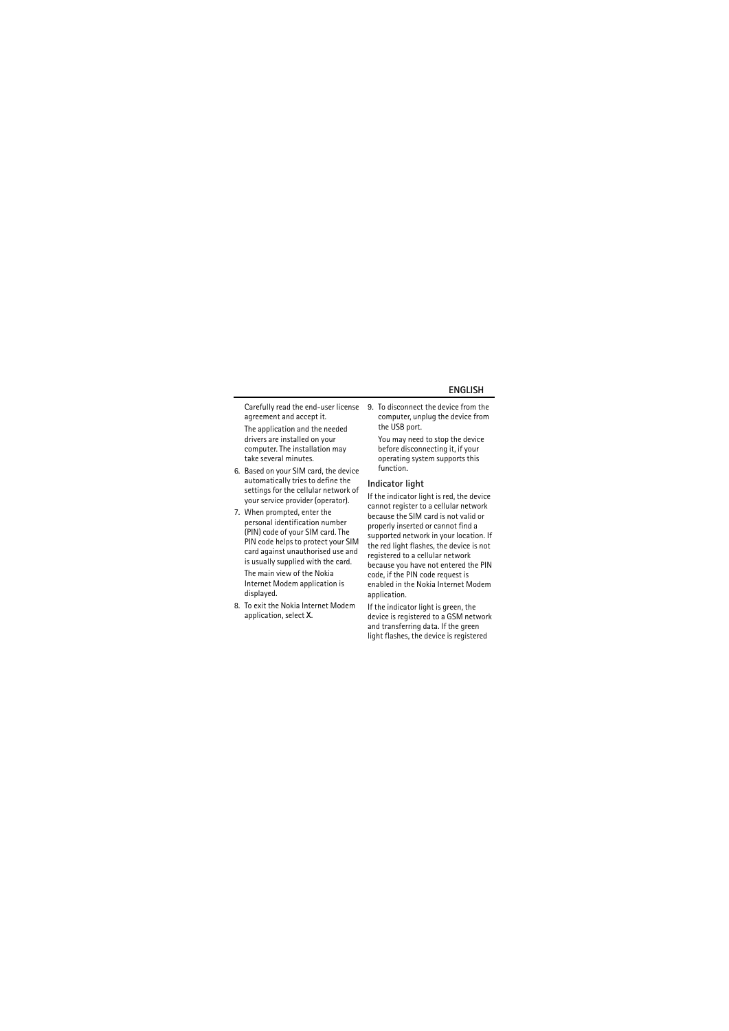Carefully read the end-user license agreement and accept it.

The application and the needed drivers are installed on your computer. The installation may take several minutes.

6. Based on your SIM card, the device automatically tries to define the settings for the cellular network of your service provider (operator).
7. When prompted, enter the personal identification number (PIN) code of your SIM card. The PIN code helps to protect your SIM card against unauthorised use and is usually supplied with the card.

   The main view of the Nokia Internet Modem application is displayed.
8. To exit the Nokia Internet Modem application, select **X**.
9. To disconnect the device from the computer, unplug the device from the USB port.

   You may need to stop the device before disconnecting it, if your operating system supports this function.

## Indicator light

If the indicator light is red, the device cannot register to a cellular network because the SIM card is not valid or properly inserted or cannot find a supported network in your location. If the red light flashes, the device is not registered to a cellular network because you have not entered the PIN code, if the PIN code request is enabled in the Nokia Internet Modem application.

If the indicator light is green, the device is registered to a GSM network and transferring data. If the green light flashes, the device is registered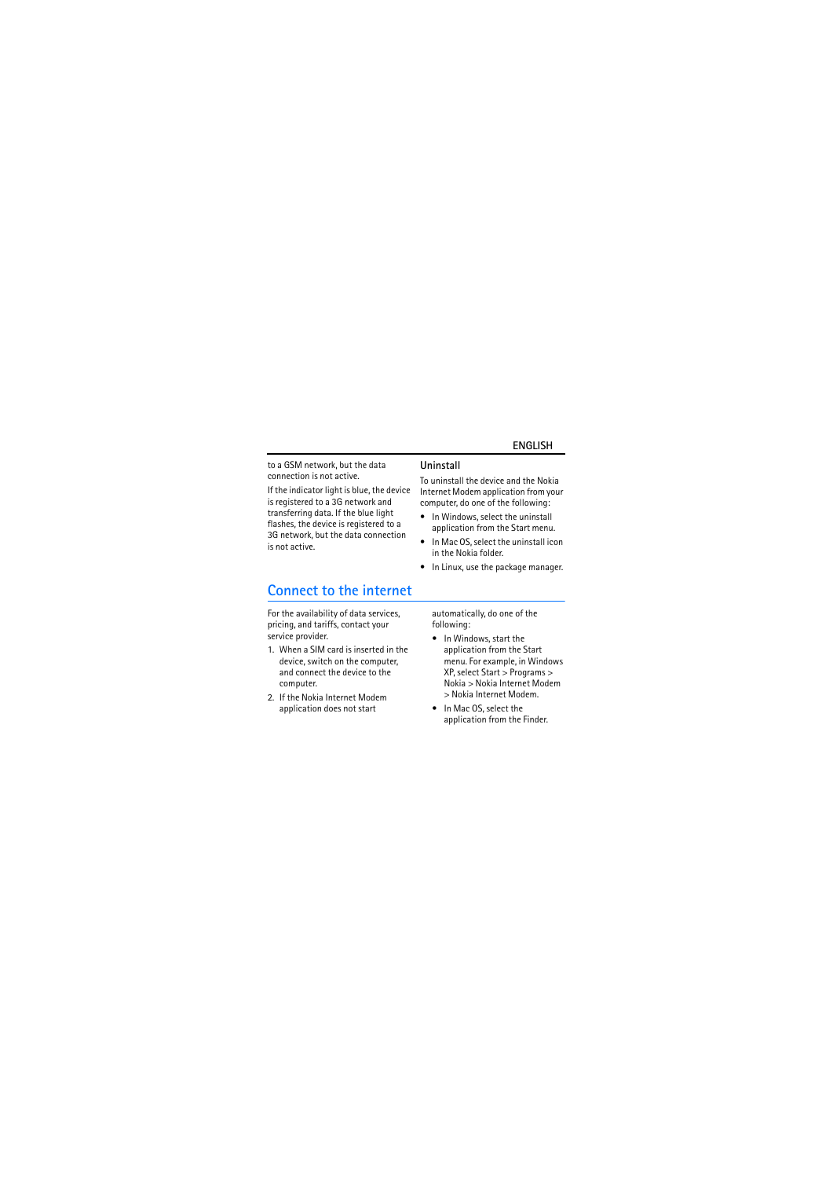to a GSM network, but the data connection is not active.

If the indicator light is blue, the device is registered to a 3G network and transferring data. If the blue light flashes, the device is registered to a 3G network, but the data connection is not active.

### Uninstall

To uninstall the device and the Nokia Internet Modem application from your computer, do one of the following:

- In Windows, select the uninstall application from the Start menu.
- In Mac OS, select the uninstall icon in the Nokia folder.
- In Linux, use the package manager.

## Connect to the internet

For the availability of data services, pricing, and tariffs, contact your service provider.

1. When a SIM card is inserted in the device, switch on the computer, and connect the device to the computer.
2. If the Nokia Internet Modem application does not start automatically, do one of the following:
   - In Windows, start the application from the Start menu. For example, in Windows XP, select Start > Programs > Nokia > Nokia Internet Modem > Nokia Internet Modem.
   - In Mac OS, select the application from the Finder.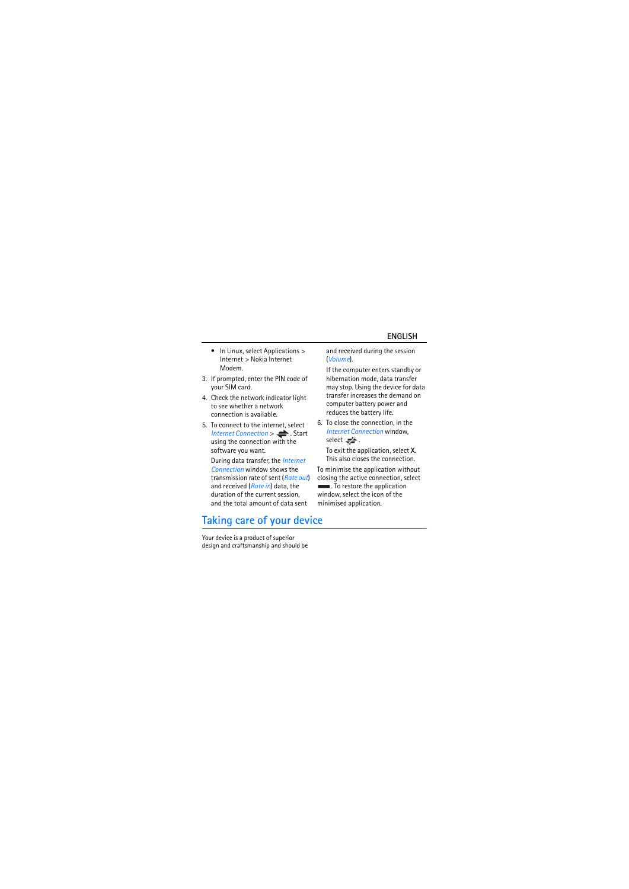- In Linux, select Applications > Internet > Nokia Internet Modem.

3. If prompted, enter the PIN code of your SIM card.
4. Check the network indicator light to see whether a network connection is available.
5. To connect to the internet, select *Internet Connection* > . Start using the connection with the software you want.

   During data transfer, the *Internet Connection* window shows the transmission rate of sent (*Rate out*) and received (*Rate in*) data, the duration of the current session, and the total amount of data sent and received during the session (*Volume*).

   If the computer enters standby or hibernation mode, data transfer may stop. Using the device for data transfer increases the demand on computer battery power and reduces the battery life.

6. To close the connection, in the *Internet Connection* window, select .

   To exit the application, select X. This also closes the connection.

To minimise the application without closing the active connection, select . To restore the application window, select the icon of the minimised application.

# Taking care of your device

Your device is a product of superior design and craftsmanship and should be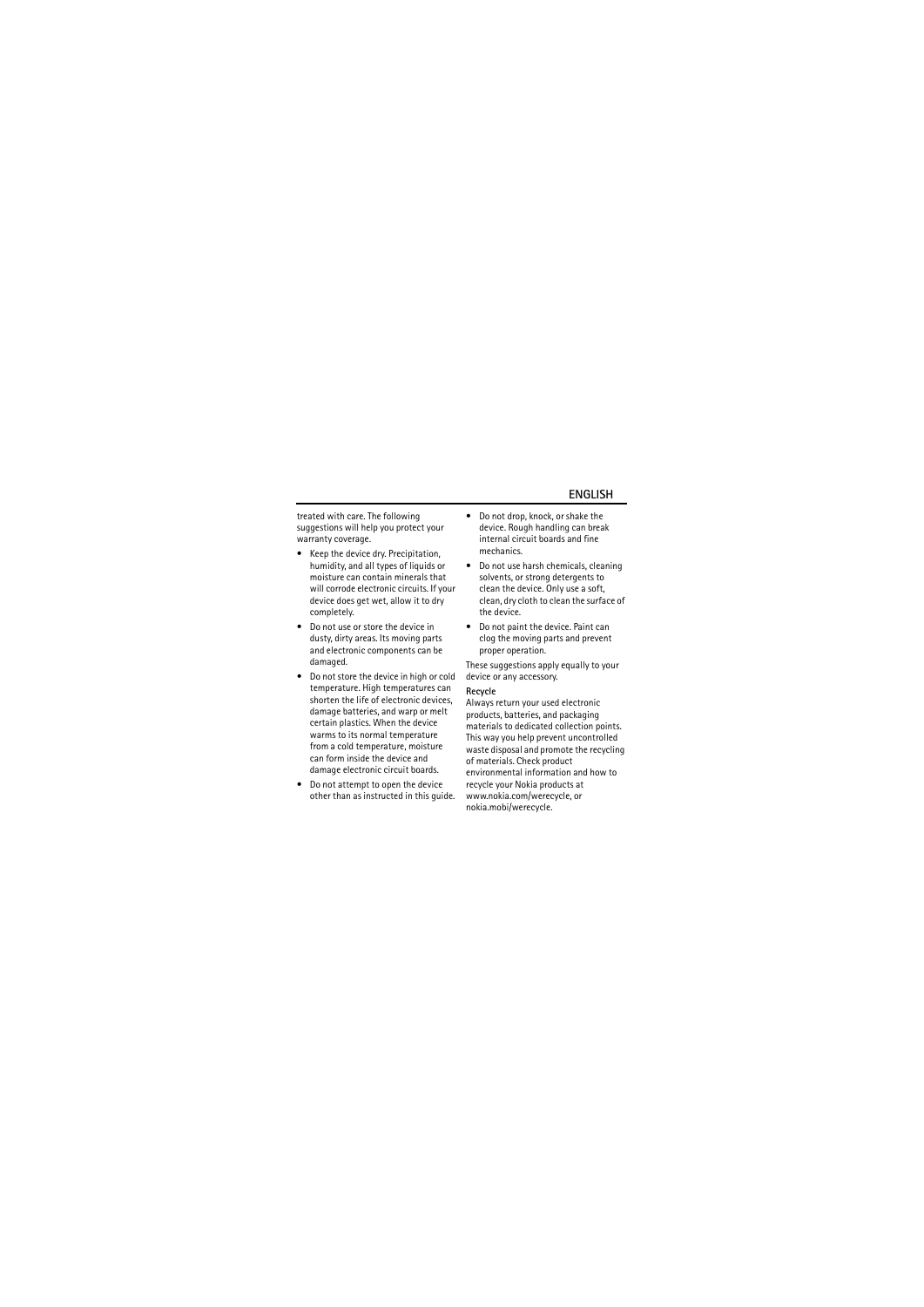treated with care. The following suggestions will help you protect your warranty coverage.

- Keep the device dry. Precipitation, humidity, and all types of liquids or moisture can contain minerals that will corrode electronic circuits. If your device does get wet, allow it to dry completely.
- Do not use or store the device in dusty, dirty areas. Its moving parts and electronic components can be damaged.
- Do not store the device in high or cold temperature. High temperatures can shorten the life of electronic devices, damage batteries, and warp or melt certain plastics. When the device warms to its normal temperature from a cold temperature, moisture can form inside the device and damage electronic circuit boards.
- Do not attempt to open the device other than as instructed in this guide.
- Do not drop, knock, or shake the device. Rough handling can break internal circuit boards and fine mechanics.
- Do not use harsh chemicals, cleaning solvents, or strong detergents to clean the device. Only use a soft, clean, dry cloth to clean the surface of the device.
- Do not paint the device. Paint can clog the moving parts and prevent proper operation.

These suggestions apply equally to your device or any accessory.

**Recycle**

Always return your used electronic products, batteries, and packaging materials to dedicated collection points. This way you help prevent uncontrolled waste disposal and promote the recycling of materials. Check product environmental information and how to recycle your Nokia products at www.nokia.com/werecycle, or nokia.mobi/werecycle.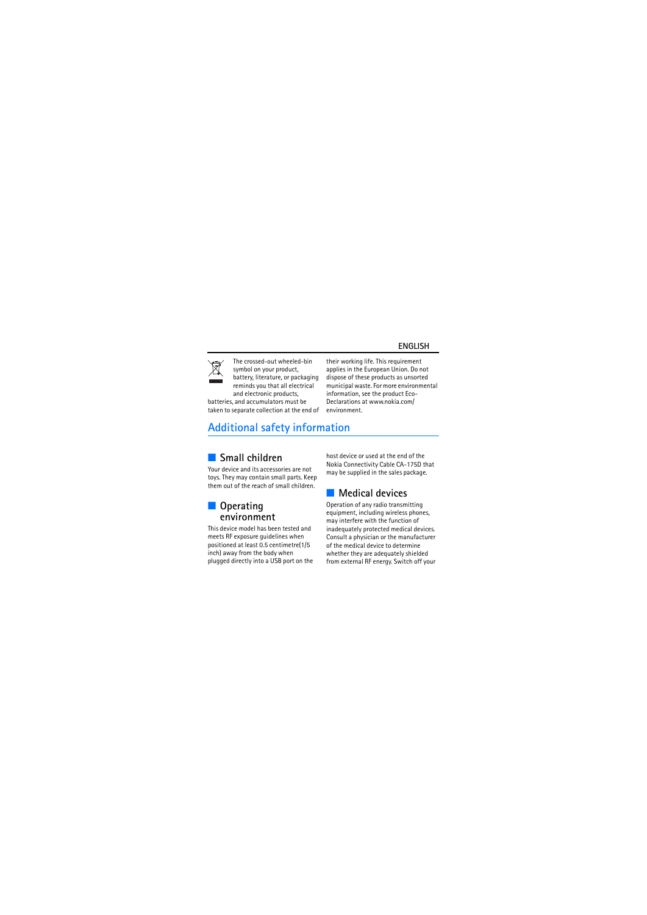The crossed-out wheeled-bin symbol on your product, battery, literature, or packaging reminds you that all electrical and electronic products, batteries, and accumulators must be taken to separate collection at the end of their working life. This requirement applies in the European Union. Do not dispose of these products as unsorted municipal waste. For more environmental information, see the product Eco-Declarations at www.nokia.com/environment.

# Additional safety information

## Small children

Your device and its accessories are not toys. They may contain small parts. Keep them out of the reach of small children.

## Operating environment

This device model has been tested and meets RF exposure guidelines when positioned at least 0.5 centimetre(1/5 inch) away from the body when plugged directly into a USB port on the host device or used at the end of the Nokia Connectivity Cable CA-175D that may be supplied in the sales package.

## Medical devices

Operation of any radio transmitting equipment, including wireless phones, may interfere with the function of inadequately protected medical devices. Consult a physician or the manufacturer of the medical device to determine whether they are adequately shielded from external RF energy. Switch off your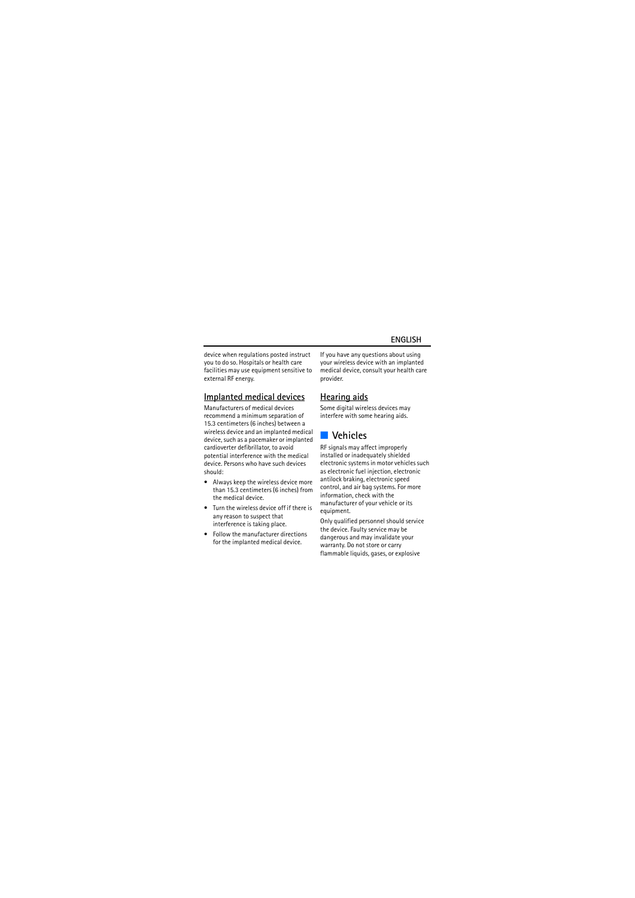device when regulations posted instruct you to do so. Hospitals or health care facilities may use equipment sensitive to external RF energy.

### Implanted medical devices

Manufacturers of medical devices recommend a minimum separation of 15.3 centimeters (6 inches) between a wireless device and an implanted medical device, such as a pacemaker or implanted cardioverter defibrillator, to avoid potential interference with the medical device. Persons who have such devices should:

- Always keep the wireless device more than 15.3 centimeters (6 inches) from the medical device.
- Turn the wireless device off if there is any reason to suspect that interference is taking place.
- Follow the manufacturer directions for the implanted medical device.

If you have any questions about using your wireless device with an implanted medical device, consult your health care provider.

### Hearing aids

Some digital wireless devices may interfere with some hearing aids.

## Vehicles

RF signals may affect improperly installed or inadequately shielded electronic systems in motor vehicles such as electronic fuel injection, electronic antilock braking, electronic speed control, and air bag systems. For more information, check with the manufacturer of your vehicle or its equipment.

Only qualified personnel should service the device. Faulty service may be dangerous and may invalidate your warranty. Do not store or carry flammable liquids, gases, or explosive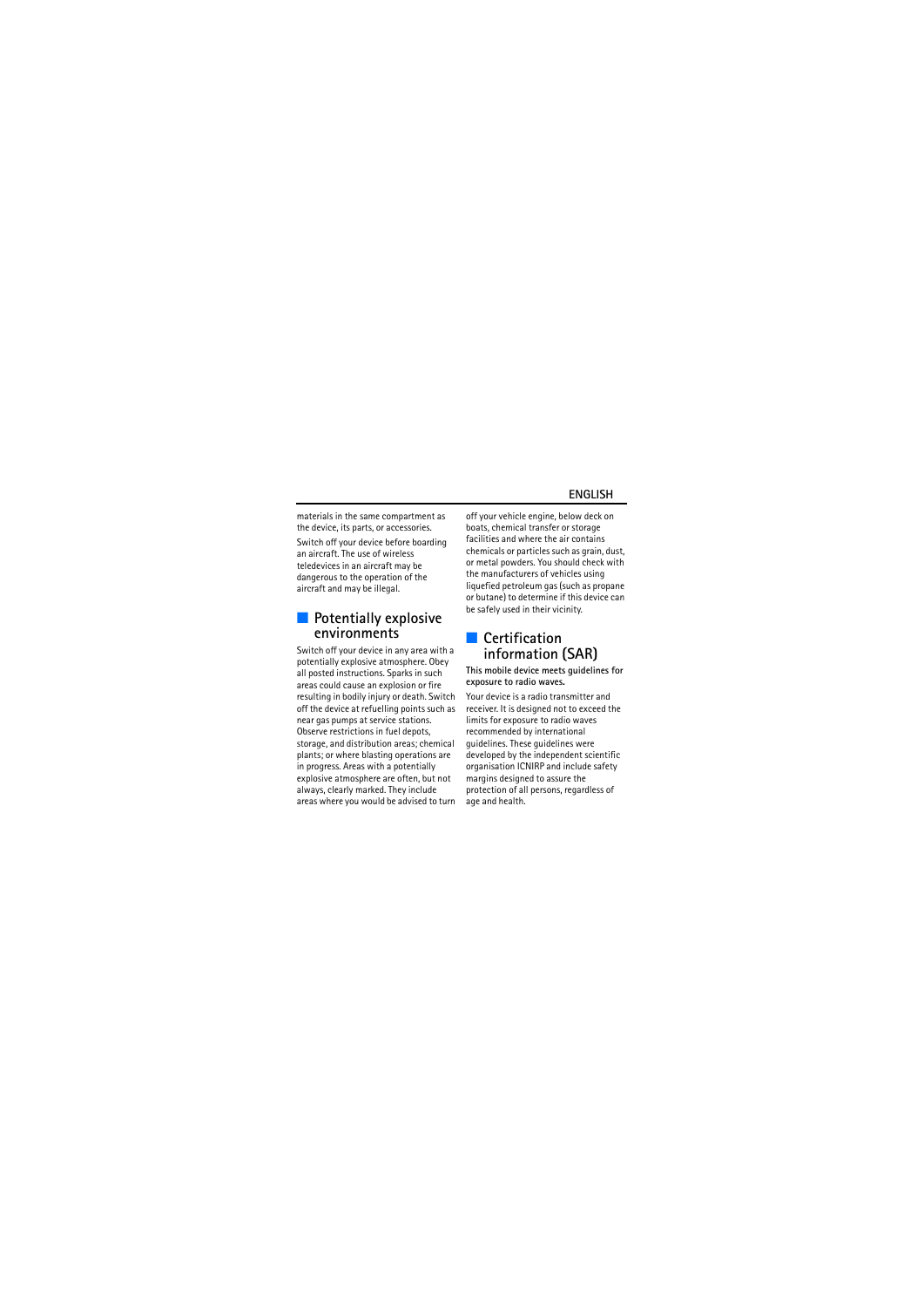materials in the same compartment as the device, its parts, or accessories.

Switch off your device before boarding an aircraft. The use of wireless teledevices in an aircraft may be dangerous to the operation of the aircraft and may be illegal.

## Potentially explosive environments

Switch off your device in any area with a potentially explosive atmosphere. Obey all posted instructions. Sparks in such areas could cause an explosion or fire resulting in bodily injury or death. Switch off the device at refuelling points such as near gas pumps at service stations. Observe restrictions in fuel depots, storage, and distribution areas; chemical plants; or where blasting operations are in progress. Areas with a potentially explosive atmosphere are often, but not always, clearly marked. They include areas where you would be advised to turn off your vehicle engine, below deck on boats, chemical transfer or storage facilities and where the air contains chemicals or particles such as grain, dust, or metal powders. You should check with the manufacturers of vehicles using liquefied petroleum gas (such as propane or butane) to determine if this device can be safely used in their vicinity.

## Certification information (SAR)

**This mobile device meets guidelines for exposure to radio waves.**

Your device is a radio transmitter and receiver. It is designed not to exceed the limits for exposure to radio waves recommended by international guidelines. These guidelines were developed by the independent scientific organisation ICNIRP and include safety margins designed to assure the protection of all persons, regardless of age and health.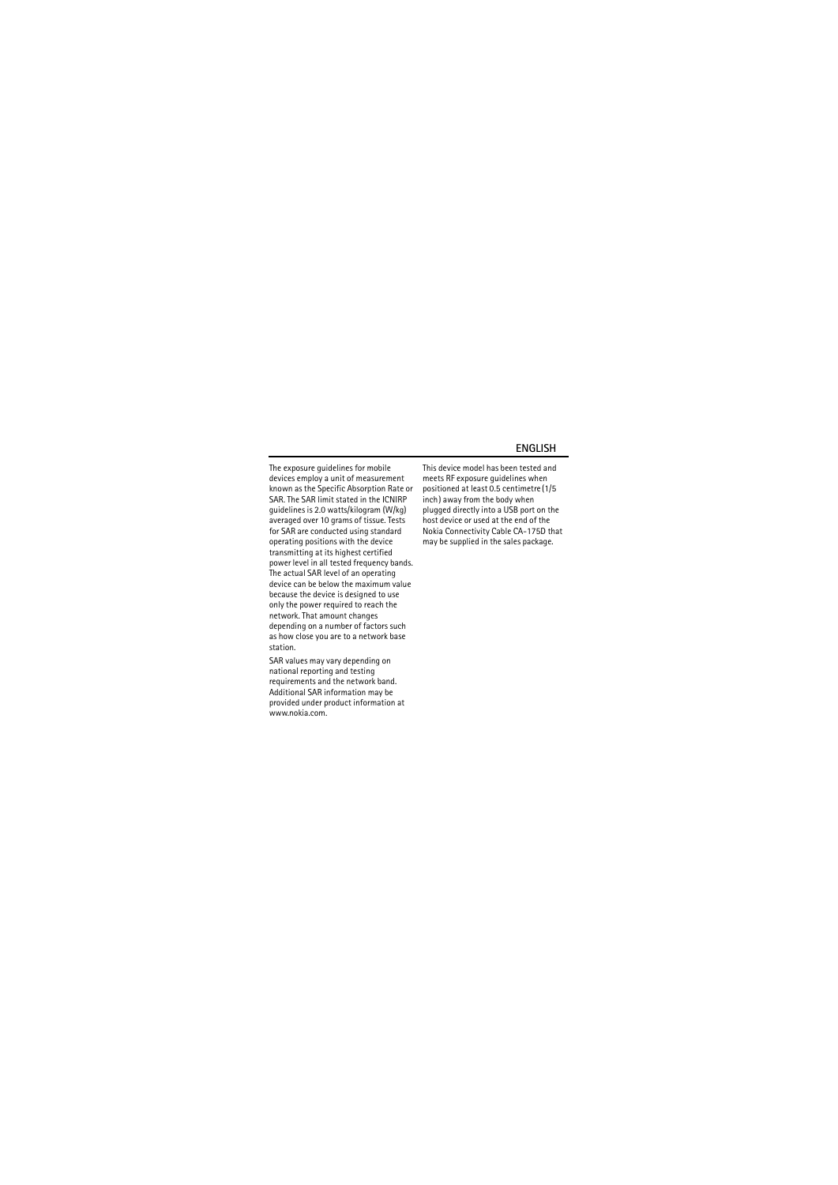The exposure guidelines for mobile devices employ a unit of measurement known as the Specific Absorption Rate or SAR. The SAR limit stated in the ICNIRP guidelines is 2.0 watts/kilogram (W/kg) averaged over 10 grams of tissue. Tests for SAR are conducted using standard operating positions with the device transmitting at its highest certified power level in all tested frequency bands. The actual SAR level of an operating device can be below the maximum value because the device is designed to use only the power required to reach the network. That amount changes depending on a number of factors such as how close you are to a network base station.

SAR values may vary depending on national reporting and testing requirements and the network band. Additional SAR information may be provided under product information at www.nokia.com.

This device model has been tested and meets RF exposure guidelines when positioned at least 0.5 centimetre (1/5 inch) away from the body when plugged directly into a USB port on the host device or used at the end of the Nokia Connectivity Cable CA-175D that may be supplied in the sales package.